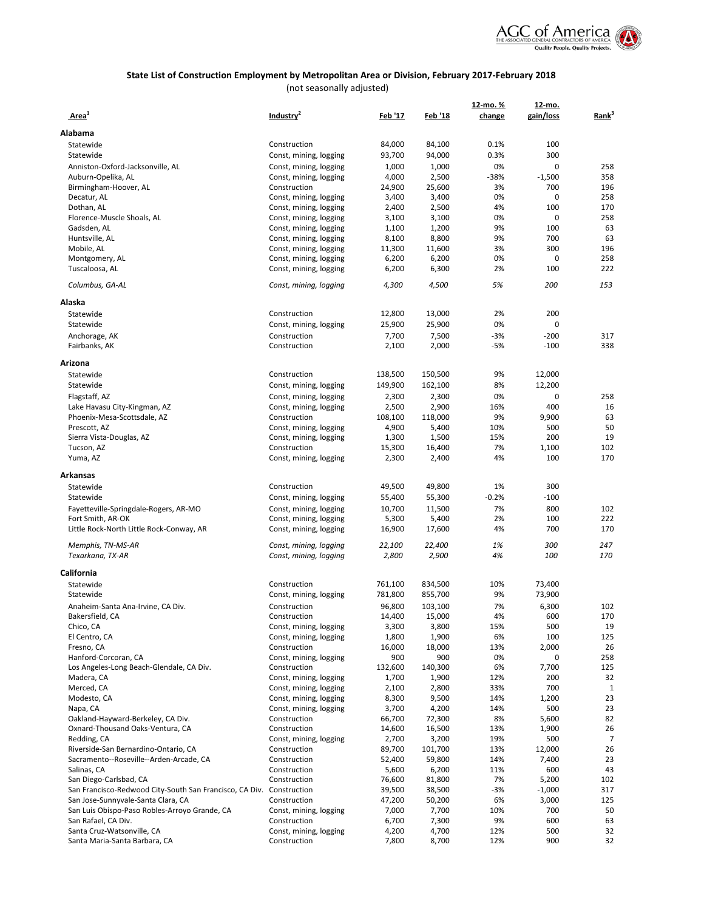## State List of Construction Employment by Metropolitan Area or Division, February 2017-February 2018

(not seasonally adjusted)

| Area[1] | Industry[2] | Feb '17 | Feb '18 | 12-mo. % change | 12-mo. gain/loss | Rank[3] |
|---|---|---|---|---|---|---|
| **Alabama** | | | | | | |
| Statewide | Construction | 84,000 | 84,100 | 0.1% | 100 | |
| Statewide | Const, mining, logging | 93,700 | 94,000 | 0.3% | 300 | |
| Anniston-Oxford-Jacksonville, AL | Const, mining, logging | 1,000 | 1,000 | 0% | 0 | 258 |
| Auburn-Opelika, AL | Const, mining, logging | 4,000 | 2,500 | -38% | -1,500 | 358 |
| Birmingham-Hoover, AL | Construction | 24,900 | 25,600 | 3% | 700 | 196 |
| Decatur, AL | Const, mining, logging | 3,400 | 3,400 | 0% | 0 | 258 |
| Dothan, AL | Const, mining, logging | 2,400 | 2,500 | 4% | 100 | 170 |
| Florence-Muscle Shoals, AL | Const, mining, logging | 3,100 | 3,100 | 0% | 0 | 258 |
| Gadsden, AL | Const, mining, logging | 1,100 | 1,200 | 9% | 100 | 63 |
| Huntsville, AL | Const, mining, logging | 8,100 | 8,800 | 9% | 700 | 63 |
| Mobile, AL | Const, mining, logging | 11,300 | 11,600 | 3% | 300 | 196 |
| Montgomery, AL | Const, mining, logging | 6,200 | 6,200 | 0% | 0 | 258 |
| Tuscaloosa, AL | Const, mining, logging | 6,200 | 6,300 | 2% | 100 | 222 |
| *Columbus, GA-AL* | *Const, mining, logging* | *4,300* | *4,500* | *5%* | *200* | *153* |
| **Alaska** | | | | | | |
| Statewide | Construction | 12,800 | 13,000 | 2% | 200 | |
| Statewide | Const, mining, logging | 25,900 | 25,900 | 0% | 0 | |
| Anchorage, AK | Construction | 7,700 | 7,500 | -3% | -200 | 317 |
| Fairbanks, AK | Construction | 2,100 | 2,000 | -5% | -100 | 338 |
| **Arizona** | | | | | | |
| Statewide | Construction | 138,500 | 150,500 | 9% | 12,000 | |
| Statewide | Const, mining, logging | 149,900 | 162,100 | 8% | 12,200 | |
| Flagstaff, AZ | Const, mining, logging | 2,300 | 2,300 | 0% | 0 | 258 |
| Lake Havasu City-Kingman, AZ | Const, mining, logging | 2,500 | 2,900 | 16% | 400 | 16 |
| Phoenix-Mesa-Scottsdale, AZ | Construction | 108,100 | 118,000 | 9% | 9,900 | 63 |
| Prescott, AZ | Const, mining, logging | 4,900 | 5,400 | 10% | 500 | 50 |
| Sierra Vista-Douglas, AZ | Const, mining, logging | 1,300 | 1,500 | 15% | 200 | 19 |
| Tucson, AZ | Construction | 15,300 | 16,400 | 7% | 1,100 | 102 |
| Yuma, AZ | Const, mining, logging | 2,300 | 2,400 | 4% | 100 | 170 |
| **Arkansas** | | | | | | |
| Statewide | Construction | 49,500 | 49,800 | 1% | 300 | |
| Statewide | Const, mining, logging | 55,400 | 55,300 | -0.2% | -100 | |
| Fayetteville-Springdale-Rogers, AR-MO | Const, mining, logging | 10,700 | 11,500 | 7% | 800 | 102 |
| Fort Smith, AR-OK | Const, mining, logging | 5,300 | 5,400 | 2% | 100 | 222 |
| Little Rock-North Little Rock-Conway, AR | Const, mining, logging | 16,900 | 17,600 | 4% | 700 | 170 |
| *Memphis, TN-MS-AR* | *Const, mining, logging* | *22,100* | *22,400* | *1%* | *300* | *247* |
| *Texarkana, TX-AR* | *Const, mining, logging* | *2,800* | *2,900* | *4%* | *100* | *170* |
| **California** | | | | | | |
| Statewide | Construction | 761,100 | 834,500 | 10% | 73,400 | |
| Statewide | Const, mining, logging | 781,800 | 855,700 | 9% | 73,900 | |
| Anaheim-Santa Ana-Irvine, CA Div. | Construction | 96,800 | 103,100 | 7% | 6,300 | 102 |
| Bakersfield, CA | Construction | 14,400 | 15,000 | 4% | 600 | 170 |
| Chico, CA | Const, mining, logging | 3,300 | 3,800 | 15% | 500 | 19 |
| El Centro, CA | Const, mining, logging | 1,800 | 1,900 | 6% | 100 | 125 |
| Fresno, CA | Construction | 16,000 | 18,000 | 13% | 2,000 | 26 |
| Hanford-Corcoran, CA | Const, mining, logging | 900 | 900 | 0% | 0 | 258 |
| Los Angeles-Long Beach-Glendale, CA Div. | Construction | 132,600 | 140,300 | 6% | 7,700 | 125 |
| Madera, CA | Const, mining, logging | 1,700 | 1,900 | 12% | 200 | 32 |
| Merced, CA | Const, mining, logging | 2,100 | 2,800 | 33% | 700 | 1 |
| Modesto, CA | Const, mining, logging | 8,300 | 9,500 | 14% | 1,200 | 23 |
| Napa, CA | Const, mining, logging | 3,700 | 4,200 | 14% | 500 | 23 |
| Oakland-Hayward-Berkeley, CA Div. | Construction | 66,700 | 72,300 | 8% | 5,600 | 82 |
| Oxnard-Thousand Oaks-Ventura, CA | Construction | 14,600 | 16,500 | 13% | 1,900 | 26 |
| Redding, CA | Const, mining, logging | 2,700 | 3,200 | 19% | 500 | 7 |
| Riverside-San Bernardino-Ontario, CA | Construction | 89,700 | 101,700 | 13% | 12,000 | 26 |
| Sacramento--Roseville--Arden-Arcade, CA | Construction | 52,400 | 59,800 | 14% | 7,400 | 23 |
| Salinas, CA | Construction | 5,600 | 6,200 | 11% | 600 | 43 |
| San Diego-Carlsbad, CA | Construction | 76,600 | 81,800 | 7% | 5,200 | 102 |
| San Francisco-Redwood City-South San Francisco, CA Div. | Construction | 39,500 | 38,500 | -3% | -1,000 | 317 |
| San Jose-Sunnyvale-Santa Clara, CA | Construction | 47,200 | 50,200 | 6% | 3,000 | 125 |
| San Luis Obispo-Paso Robles-Arroyo Grande, CA | Const, mining, logging | 7,000 | 7,700 | 10% | 700 | 50 |
| San Rafael, CA Div. | Construction | 6,700 | 7,300 | 9% | 600 | 63 |
| Santa Cruz-Watsonville, CA | Const, mining, logging | 4,200 | 4,700 | 12% | 500 | 32 |
| Santa Maria-Santa Barbara, CA | Construction | 7,800 | 8,700 | 12% | 900 | 32 |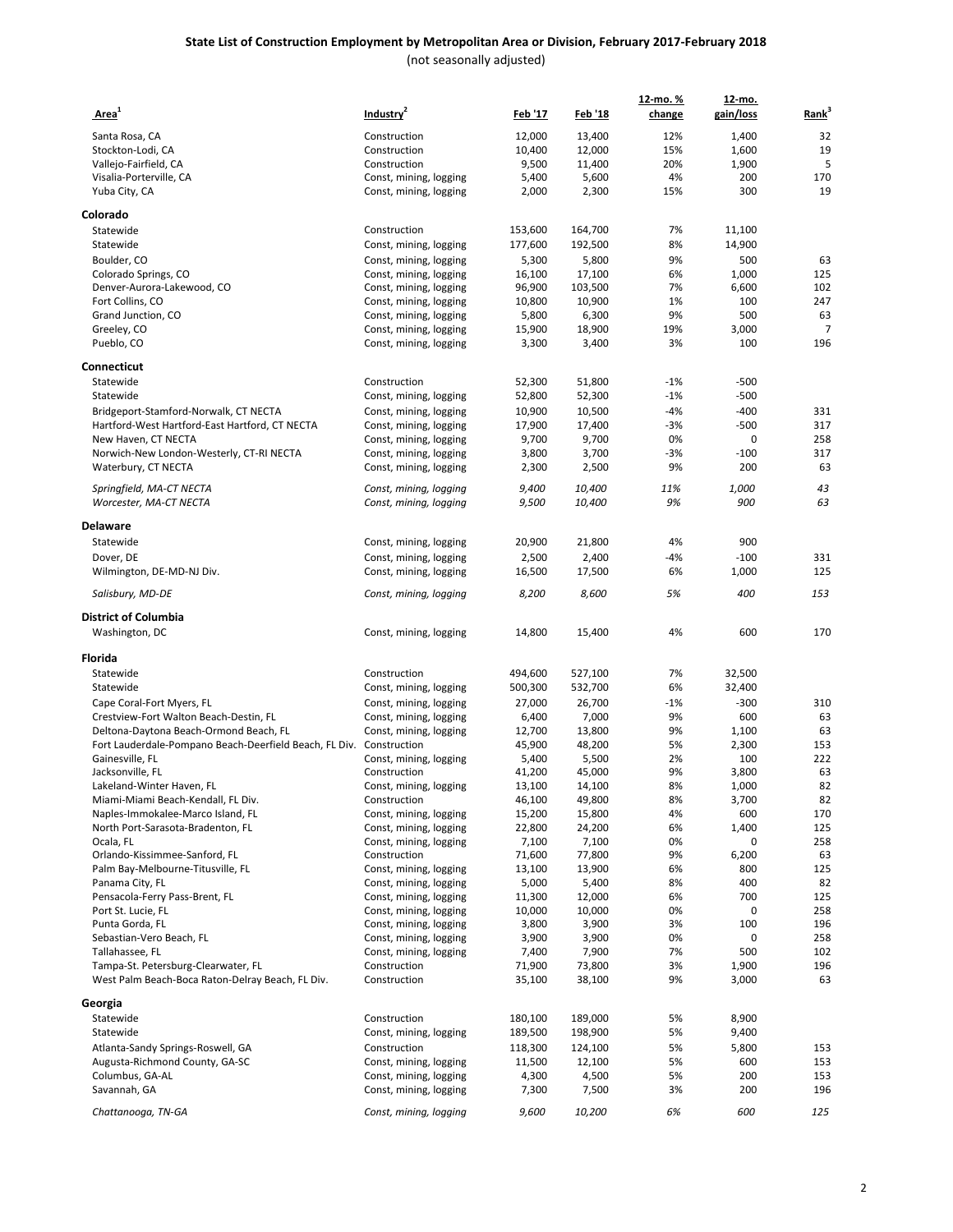# State List of Construction Employment by Metropolitan Area or Division, February 2017-February 2018

(not seasonally adjusted)

| Area[1] | Industry[2] | Feb '17 | Feb '18 | 12-mo. % change | 12-mo. gain/loss | Rank[3] |
|---|---|---|---|---|---|---|
| Santa Rosa, CA | Construction | 12,000 | 13,400 | 12% | 1,400 | 32 |
| Stockton-Lodi, CA | Construction | 10,400 | 12,000 | 15% | 1,600 | 19 |
| Vallejo-Fairfield, CA | Construction | 9,500 | 11,400 | 20% | 1,900 | 5 |
| Visalia-Porterville, CA | Const, mining, logging | 5,400 | 5,600 | 4% | 200 | 170 |
| Yuba City, CA | Const, mining, logging | 2,000 | 2,300 | 15% | 300 | 19 |
| **Colorado** | | | | | | |
| Statewide | Construction | 153,600 | 164,700 | 7% | 11,100 | |
| Statewide | Const, mining, logging | 177,600 | 192,500 | 8% | 14,900 | |
| Boulder, CO | Const, mining, logging | 5,300 | 5,800 | 9% | 500 | 63 |
| Colorado Springs, CO | Const, mining, logging | 16,100 | 17,100 | 6% | 1,000 | 125 |
| Denver-Aurora-Lakewood, CO | Const, mining, logging | 96,900 | 103,500 | 7% | 6,600 | 102 |
| Fort Collins, CO | Const, mining, logging | 10,800 | 10,900 | 1% | 100 | 247 |
| Grand Junction, CO | Const, mining, logging | 5,800 | 6,300 | 9% | 500 | 63 |
| Greeley, CO | Const, mining, logging | 15,900 | 18,900 | 19% | 3,000 | 7 |
| Pueblo, CO | Const, mining, logging | 3,300 | 3,400 | 3% | 100 | 196 |
| **Connecticut** | | | | | | |
| Statewide | Construction | 52,300 | 51,800 | -1% | -500 | |
| Statewide | Const, mining, logging | 52,800 | 52,300 | -1% | -500 | |
| Bridgeport-Stamford-Norwalk, CT NECTA | Const, mining, logging | 10,900 | 10,500 | -4% | -400 | 331 |
| Hartford-West Hartford-East Hartford, CT NECTA | Const, mining, logging | 17,900 | 17,400 | -3% | -500 | 317 |
| New Haven, CT NECTA | Const, mining, logging | 9,700 | 9,700 | 0% | 0 | 258 |
| Norwich-New London-Westerly, CT-RI NECTA | Const, mining, logging | 3,800 | 3,700 | -3% | -100 | 317 |
| Waterbury, CT NECTA | Const, mining, logging | 2,300 | 2,500 | 9% | 200 | 63 |
| *Springfield, MA-CT NECTA* | *Const, mining, logging* | *9,400* | *10,400* | *11%* | *1,000* | *43* |
| *Worcester, MA-CT NECTA* | *Const, mining, logging* | *9,500* | *10,400* | *9%* | *900* | *63* |
| **Delaware** | | | | | | |
| Statewide | Const, mining, logging | 20,900 | 21,800 | 4% | 900 | |
| Dover, DE | Const, mining, logging | 2,500 | 2,400 | -4% | -100 | 331 |
| Wilmington, DE-MD-NJ Div. | Const, mining, logging | 16,500 | 17,500 | 6% | 1,000 | 125 |
| *Salisbury, MD-DE* | *Const, mining, logging* | *8,200* | *8,600* | *5%* | *400* | *153* |
| **District of Columbia** | | | | | | |
| Washington, DC | Const, mining, logging | 14,800 | 15,400 | 4% | 600 | 170 |
| **Florida** | | | | | | |
| Statewide | Construction | 494,600 | 527,100 | 7% | 32,500 | |
| Statewide | Const, mining, logging | 500,300 | 532,700 | 6% | 32,400 | |
| Cape Coral-Fort Myers, FL | Const, mining, logging | 27,000 | 26,700 | -1% | -300 | 310 |
| Crestview-Fort Walton Beach-Destin, FL | Const, mining, logging | 6,400 | 7,000 | 9% | 600 | 63 |
| Deltona-Daytona Beach-Ormond Beach, FL | Const, mining, logging | 12,700 | 13,800 | 9% | 1,100 | 63 |
| Fort Lauderdale-Pompano Beach-Deerfield Beach, FL Div. | Construction | 45,900 | 48,200 | 5% | 2,300 | 153 |
| Gainesville, FL | Const, mining, logging | 5,400 | 5,500 | 2% | 100 | 222 |
| Jacksonville, FL | Construction | 41,200 | 45,000 | 9% | 3,800 | 63 |
| Lakeland-Winter Haven, FL | Const, mining, logging | 13,100 | 14,100 | 8% | 1,000 | 82 |
| Miami-Miami Beach-Kendall, FL Div. | Construction | 46,100 | 49,800 | 8% | 3,700 | 82 |
| Naples-Immokalee-Marco Island, FL | Const, mining, logging | 15,200 | 15,800 | 4% | 600 | 170 |
| North Port-Sarasota-Bradenton, FL | Const, mining, logging | 22,800 | 24,200 | 6% | 1,400 | 125 |
| Ocala, FL | Const, mining, logging | 7,100 | 7,100 | 0% | 0 | 258 |
| Orlando-Kissimmee-Sanford, FL | Construction | 71,600 | 77,800 | 9% | 6,200 | 63 |
| Palm Bay-Melbourne-Titusville, FL | Const, mining, logging | 13,100 | 13,900 | 6% | 800 | 125 |
| Panama City, FL | Const, mining, logging | 5,000 | 5,400 | 8% | 400 | 82 |
| Pensacola-Ferry Pass-Brent, FL | Const, mining, logging | 11,300 | 12,000 | 6% | 700 | 125 |
| Port St. Lucie, FL | Const, mining, logging | 10,000 | 10,000 | 0% | 0 | 258 |
| Punta Gorda, FL | Const, mining, logging | 3,800 | 3,900 | 3% | 100 | 196 |
| Sebastian-Vero Beach, FL | Const, mining, logging | 3,900 | 3,900 | 0% | 0 | 258 |
| Tallahassee, FL | Const, mining, logging | 7,400 | 7,900 | 7% | 500 | 102 |
| Tampa-St. Petersburg-Clearwater, FL | Construction | 71,900 | 73,800 | 3% | 1,900 | 196 |
| West Palm Beach-Boca Raton-Delray Beach, FL Div. | Construction | 35,100 | 38,100 | 9% | 3,000 | 63 |
| **Georgia** | | | | | | |
| Statewide | Construction | 180,100 | 189,000 | 5% | 8,900 | |
| Statewide | Const, mining, logging | 189,500 | 198,900 | 5% | 9,400 | |
| Atlanta-Sandy Springs-Roswell, GA | Construction | 118,300 | 124,100 | 5% | 5,800 | 153 |
| Augusta-Richmond County, GA-SC | Const, mining, logging | 11,500 | 12,100 | 5% | 600 | 153 |
| Columbus, GA-AL | Const, mining, logging | 4,300 | 4,500 | 5% | 200 | 153 |
| Savannah, GA | Const, mining, logging | 7,300 | 7,500 | 3% | 200 | 196 |
| *Chattanooga, TN-GA* | *Const, mining, logging* | *9,600* | *10,200* | *6%* | *600* | *125* |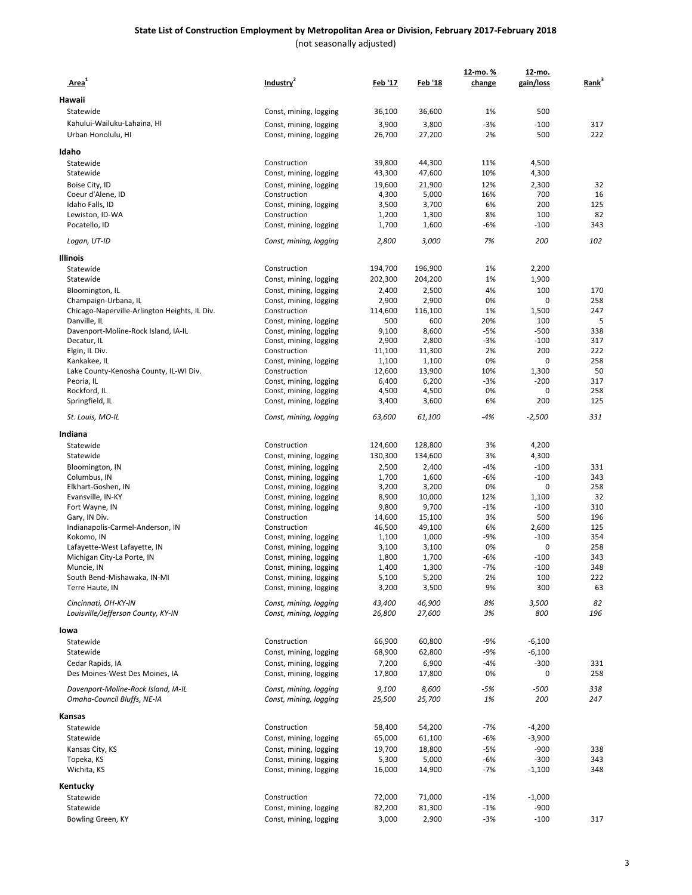# State List of Construction Employment by Metropolitan Area or Division, February 2017-February 2018

(not seasonally adjusted)

| Area[1] | Industry[2] | Feb '17 | Feb '18 | 12-mo. % change | 12-mo. gain/loss | Rank[3] |
|---|---|---|---|---|---|---|
| **Hawaii** | | | | | | |
| Statewide | Const, mining, logging | 36,100 | 36,600 | 1% | 500 | |
| Kahului-Wailuku-Lahaina, HI | Const, mining, logging | 3,900 | 3,800 | -3% | -100 | 317 |
| Urban Honolulu, HI | Const, mining, logging | 26,700 | 27,200 | 2% | 500 | 222 |
| **Idaho** | | | | | | |
| Statewide | Construction | 39,800 | 44,300 | 11% | 4,500 | |
| Statewide | Const, mining, logging | 43,300 | 47,600 | 10% | 4,300 | |
| Boise City, ID | Const, mining, logging | 19,600 | 21,900 | 12% | 2,300 | 32 |
| Coeur d'Alene, ID | Construction | 4,300 | 5,000 | 16% | 700 | 16 |
| Idaho Falls, ID | Const, mining, logging | 3,500 | 3,700 | 6% | 200 | 125 |
| Lewiston, ID-WA | Construction | 1,200 | 1,300 | 8% | 100 | 82 |
| Pocatello, ID | Const, mining, logging | 1,700 | 1,600 | -6% | -100 | 343 |
| *Logan, UT-ID* | *Const, mining, logging* | *2,800* | *3,000* | *7%* | *200* | *102* |
| **Illinois** | | | | | | |
| Statewide | Construction | 194,700 | 196,900 | 1% | 2,200 | |
| Statewide | Const, mining, logging | 202,300 | 204,200 | 1% | 1,900 | |
| Bloomington, IL | Const, mining, logging | 2,400 | 2,500 | 4% | 100 | 170 |
| Champaign-Urbana, IL | Const, mining, logging | 2,900 | 2,900 | 0% | 0 | 258 |
| Chicago-Naperville-Arlington Heights, IL Div. | Construction | 114,600 | 116,100 | 1% | 1,500 | 247 |
| Danville, IL | Const, mining, logging | 500 | 600 | 20% | 100 | 5 |
| Davenport-Moline-Rock Island, IA-IL | Const, mining, logging | 9,100 | 8,600 | -5% | -500 | 338 |
| Decatur, IL | Const, mining, logging | 2,900 | 2,800 | -3% | -100 | 317 |
| Elgin, IL Div. | Construction | 11,100 | 11,300 | 2% | 200 | 222 |
| Kankakee, IL | Const, mining, logging | 1,100 | 1,100 | 0% | 0 | 258 |
| Lake County-Kenosha County, IL-WI Div. | Construction | 12,600 | 13,900 | 10% | 1,300 | 50 |
| Peoria, IL | Const, mining, logging | 6,400 | 6,200 | -3% | -200 | 317 |
| Rockford, IL | Const, mining, logging | 4,500 | 4,500 | 0% | 0 | 258 |
| Springfield, IL | Const, mining, logging | 3,400 | 3,600 | 6% | 200 | 125 |
| *St. Louis, MO-IL* | *Const, mining, logging* | *63,600* | *61,100* | *-4%* | *-2,500* | *331* |
| **Indiana** | | | | | | |
| Statewide | Construction | 124,600 | 128,800 | 3% | 4,200 | |
| Statewide | Const, mining, logging | 130,300 | 134,600 | 3% | 4,300 | |
| Bloomington, IN | Const, mining, logging | 2,500 | 2,400 | -4% | -100 | 331 |
| Columbus, IN | Const, mining, logging | 1,700 | 1,600 | -6% | -100 | 343 |
| Elkhart-Goshen, IN | Const, mining, logging | 3,200 | 3,200 | 0% | 0 | 258 |
| Evansville, IN-KY | Const, mining, logging | 8,900 | 10,000 | 12% | 1,100 | 32 |
| Fort Wayne, IN | Const, mining, logging | 9,800 | 9,700 | -1% | -100 | 310 |
| Gary, IN Div. | Construction | 14,600 | 15,100 | 3% | 500 | 196 |
| Indianapolis-Carmel-Anderson, IN | Construction | 46,500 | 49,100 | 6% | 2,600 | 125 |
| Kokomo, IN | Const, mining, logging | 1,100 | 1,000 | -9% | -100 | 354 |
| Lafayette-West Lafayette, IN | Const, mining, logging | 3,100 | 3,100 | 0% | 0 | 258 |
| Michigan City-La Porte, IN | Const, mining, logging | 1,800 | 1,700 | -6% | -100 | 343 |
| Muncie, IN | Const, mining, logging | 1,400 | 1,300 | -7% | -100 | 348 |
| South Bend-Mishawaka, IN-MI | Const, mining, logging | 5,100 | 5,200 | 2% | 100 | 222 |
| Terre Haute, IN | Const, mining, logging | 3,200 | 3,500 | 9% | 300 | 63 |
| *Cincinnati, OH-KY-IN* | *Const, mining, logging* | *43,400* | *46,900* | *8%* | *3,500* | *82* |
| *Louisville/Jefferson County, KY-IN* | *Const, mining, logging* | *26,800* | *27,600* | *3%* | *800* | *196* |
| **Iowa** | | | | | | |
| Statewide | Construction | 66,900 | 60,800 | -9% | -6,100 | |
| Statewide | Const, mining, logging | 68,900 | 62,800 | -9% | -6,100 | |
| Cedar Rapids, IA | Const, mining, logging | 7,200 | 6,900 | -4% | -300 | 331 |
| Des Moines-West Des Moines, IA | Const, mining, logging | 17,800 | 17,800 | 0% | 0 | 258 |
| *Davenport-Moline-Rock Island, IA-IL* | *Const, mining, logging* | *9,100* | *8,600* | *-5%* | *-500* | *338* |
| *Omaha-Council Bluffs, NE-IA* | *Const, mining, logging* | *25,500* | *25,700* | *1%* | *200* | *247* |
| **Kansas** | | | | | | |
| Statewide | Construction | 58,400 | 54,200 | -7% | -4,200 | |
| Statewide | Const, mining, logging | 65,000 | 61,100 | -6% | -3,900 | |
| Kansas City, KS | Const, mining, logging | 19,700 | 18,800 | -5% | -900 | 338 |
| Topeka, KS | Const, mining, logging | 5,300 | 5,000 | -6% | -300 | 343 |
| Wichita, KS | Const, mining, logging | 16,000 | 14,900 | -7% | -1,100 | 348 |
| **Kentucky** | | | | | | |
| Statewide | Construction | 72,000 | 71,000 | -1% | -1,000 | |
| Statewide | Const, mining, logging | 82,200 | 81,300 | -1% | -900 | |
| Bowling Green, KY | Const, mining, logging | 3,000 | 2,900 | -3% | -100 | 317 |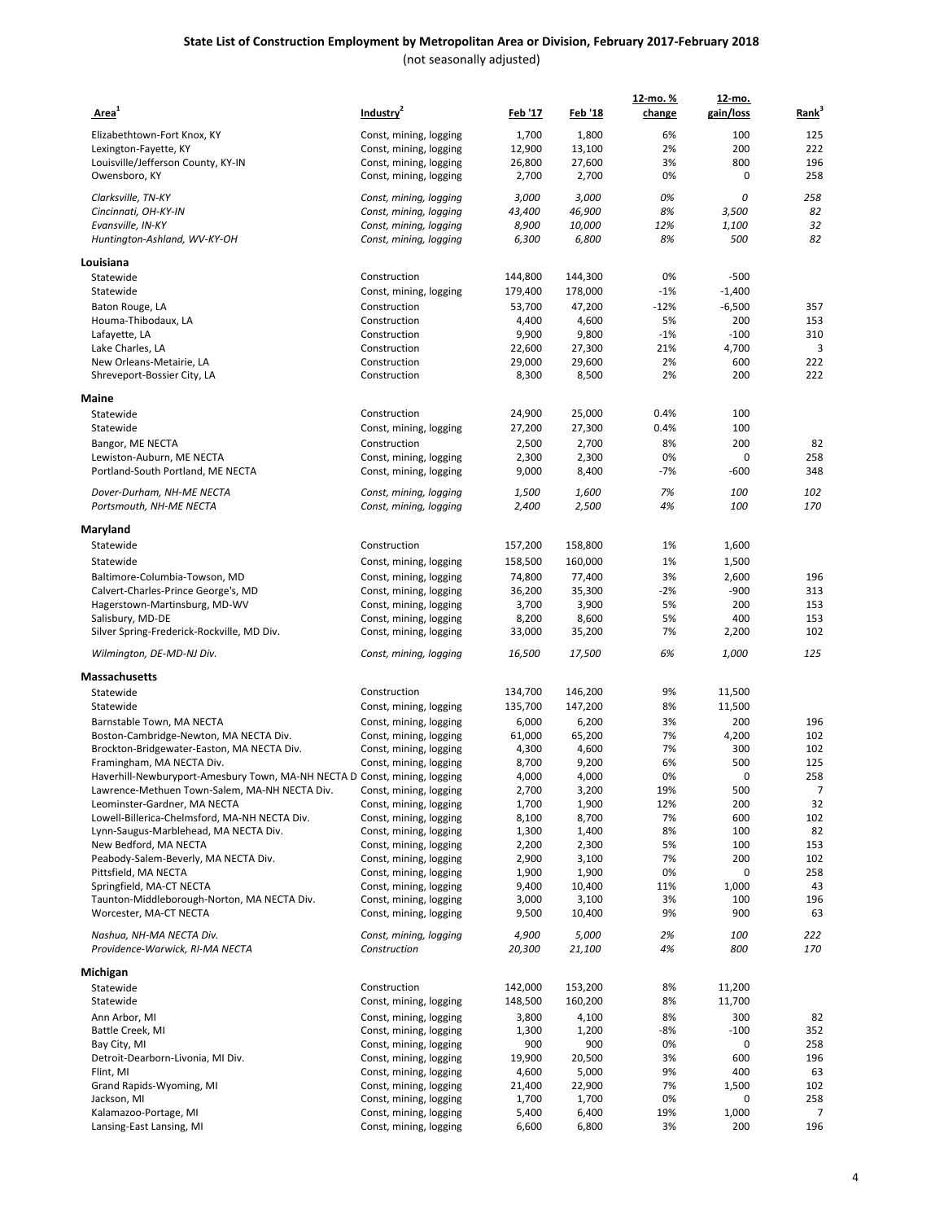## State List of Construction Employment by Metropolitan Area or Division, February 2017-February 2018

(not seasonally adjusted)

| Area[1] | Industry[2] | Feb '17 | Feb '18 | 12-mo. % change | 12-mo. gain/loss | Rank[3] |
|---|---|---|---|---|---|---|
| Elizabethtown-Fort Knox, KY | Const, mining, logging | 1,700 | 1,800 | 6% | 100 | 125 |
| Lexington-Fayette, KY | Const, mining, logging | 12,900 | 13,100 | 2% | 200 | 222 |
| Louisville/Jefferson County, KY-IN | Const, mining, logging | 26,800 | 27,600 | 3% | 800 | 196 |
| Owensboro, KY | Const, mining, logging | 2,700 | 2,700 | 0% | 0 | 258 |
| *Clarksville, TN-KY* | *Const, mining, logging* | *3,000* | *3,000* | *0%* | *0* | *258* |
| *Cincinnati, OH-KY-IN* | *Const, mining, logging* | *43,400* | *46,900* | *8%* | *3,500* | *82* |
| *Evansville, IN-KY* | *Const, mining, logging* | *8,900* | *10,000* | *12%* | *1,100* | *32* |
| *Huntington-Ashland, WV-KY-OH* | *Const, mining, logging* | *6,300* | *6,800* | *8%* | *500* | *82* |
| **Louisiana** | | | | | | |
| Statewide | Construction | 144,800 | 144,300 | 0% | -500 | |
| Statewide | Const, mining, logging | 179,400 | 178,000 | -1% | -1,400 | |
| Baton Rouge, LA | Construction | 53,700 | 47,200 | -12% | -6,500 | 357 |
| Houma-Thibodaux, LA | Construction | 4,400 | 4,600 | 5% | 200 | 153 |
| Lafayette, LA | Construction | 9,900 | 9,800 | -1% | -100 | 310 |
| Lake Charles, LA | Construction | 22,600 | 27,300 | 21% | 4,700 | 3 |
| New Orleans-Metairie, LA | Construction | 29,000 | 29,600 | 2% | 600 | 222 |
| Shreveport-Bossier City, LA | Construction | 8,300 | 8,500 | 2% | 200 | 222 |
| **Maine** | | | | | | |
| Statewide | Construction | 24,900 | 25,000 | 0.4% | 100 | |
| Statewide | Const, mining, logging | 27,200 | 27,300 | 0.4% | 100 | |
| Bangor, ME NECTA | Construction | 2,500 | 2,700 | 8% | 200 | 82 |
| Lewiston-Auburn, ME NECTA | Const, mining, logging | 2,300 | 2,300 | 0% | 0 | 258 |
| Portland-South Portland, ME NECTA | Const, mining, logging | 9,000 | 8,400 | -7% | -600 | 348 |
| *Dover-Durham, NH-ME NECTA* | *Const, mining, logging* | *1,500* | *1,600* | *7%* | *100* | *102* |
| *Portsmouth, NH-ME NECTA* | *Const, mining, logging* | *2,400* | *2,500* | *4%* | *100* | *170* |
| **Maryland** | | | | | | |
| Statewide | Construction | 157,200 | 158,800 | 1% | 1,600 | |
| Statewide | Const, mining, logging | 158,500 | 160,000 | 1% | 1,500 | |
| Baltimore-Columbia-Towson, MD | Const, mining, logging | 74,800 | 77,400 | 3% | 2,600 | 196 |
| Calvert-Charles-Prince George's, MD | Const, mining, logging | 36,200 | 35,300 | -2% | -900 | 313 |
| Hagerstown-Martinsburg, MD-WV | Const, mining, logging | 3,700 | 3,900 | 5% | 200 | 153 |
| Salisbury, MD-DE | Const, mining, logging | 8,200 | 8,600 | 5% | 400 | 153 |
| Silver Spring-Frederick-Rockville, MD Div. | Const, mining, logging | 33,000 | 35,200 | 7% | 2,200 | 102 |
| *Wilmington, DE-MD-NJ Div.* | *Const, mining, logging* | *16,500* | *17,500* | *6%* | *1,000* | *125* |
| **Massachusetts** | | | | | | |
| Statewide | Construction | 134,700 | 146,200 | 9% | 11,500 | |
| Statewide | Const, mining, logging | 135,700 | 147,200 | 8% | 11,500 | |
| Barnstable Town, MA NECTA | Const, mining, logging | 6,000 | 6,200 | 3% | 200 | 196 |
| Boston-Cambridge-Newton, MA NECTA Div. | Const, mining, logging | 61,000 | 65,200 | 7% | 4,200 | 102 |
| Brockton-Bridgewater-Easton, MA NECTA Div. | Const, mining, logging | 4,300 | 4,600 | 7% | 300 | 102 |
| Framingham, MA NECTA Div. | Const, mining, logging | 8,700 | 9,200 | 6% | 500 | 125 |
| Haverhill-Newburyport-Amesbury Town, MA-NH NECTA D | Const, mining, logging | 4,000 | 4,000 | 0% | 0 | 258 |
| Lawrence-Methuen Town-Salem, MA-NH NECTA Div. | Const, mining, logging | 2,700 | 3,200 | 19% | 500 | 7 |
| Leominster-Gardner, MA NECTA | Const, mining, logging | 1,700 | 1,900 | 12% | 200 | 32 |
| Lowell-Billerica-Chelmsford, MA-NH NECTA Div. | Const, mining, logging | 8,100 | 8,700 | 7% | 600 | 102 |
| Lynn-Saugus-Marblehead, MA NECTA Div. | Const, mining, logging | 1,300 | 1,400 | 8% | 100 | 82 |
| New Bedford, MA NECTA | Const, mining, logging | 2,200 | 2,300 | 5% | 100 | 153 |
| Peabody-Salem-Beverly, MA NECTA Div. | Const, mining, logging | 2,900 | 3,100 | 7% | 200 | 102 |
| Pittsfield, MA NECTA | Const, mining, logging | 1,900 | 1,900 | 0% | 0 | 258 |
| Springfield, MA-CT NECTA | Const, mining, logging | 9,400 | 10,400 | 11% | 1,000 | 43 |
| Taunton-Middleborough-Norton, MA NECTA Div. | Const, mining, logging | 3,000 | 3,100 | 3% | 100 | 196 |
| Worcester, MA-CT NECTA | Const, mining, logging | 9,500 | 10,400 | 9% | 900 | 63 |
| *Nashua, NH-MA NECTA Div.* | *Const, mining, logging* | *4,900* | *5,000* | *2%* | *100* | *222* |
| *Providence-Warwick, RI-MA NECTA* | *Construction* | *20,300* | *21,100* | *4%* | *800* | *170* |
| **Michigan** | | | | | | |
| Statewide | Construction | 142,000 | 153,200 | 8% | 11,200 | |
| Statewide | Const, mining, logging | 148,500 | 160,200 | 8% | 11,700 | |
| Ann Arbor, MI | Const, mining, logging | 3,800 | 4,100 | 8% | 300 | 82 |
| Battle Creek, MI | Const, mining, logging | 1,300 | 1,200 | -8% | -100 | 352 |
| Bay City, MI | Const, mining, logging | 900 | 900 | 0% | 0 | 258 |
| Detroit-Dearborn-Livonia, MI Div. | Const, mining, logging | 19,900 | 20,500 | 3% | 600 | 196 |
| Flint, MI | Const, mining, logging | 4,600 | 5,000 | 9% | 400 | 63 |
| Grand Rapids-Wyoming, MI | Const, mining, logging | 21,400 | 22,900 | 7% | 1,500 | 102 |
| Jackson, MI | Const, mining, logging | 1,700 | 1,700 | 0% | 0 | 258 |
| Kalamazoo-Portage, MI | Const, mining, logging | 5,400 | 6,400 | 19% | 1,000 | 7 |
| Lansing-East Lansing, MI | Const, mining, logging | 6,600 | 6,800 | 3% | 200 | 196 |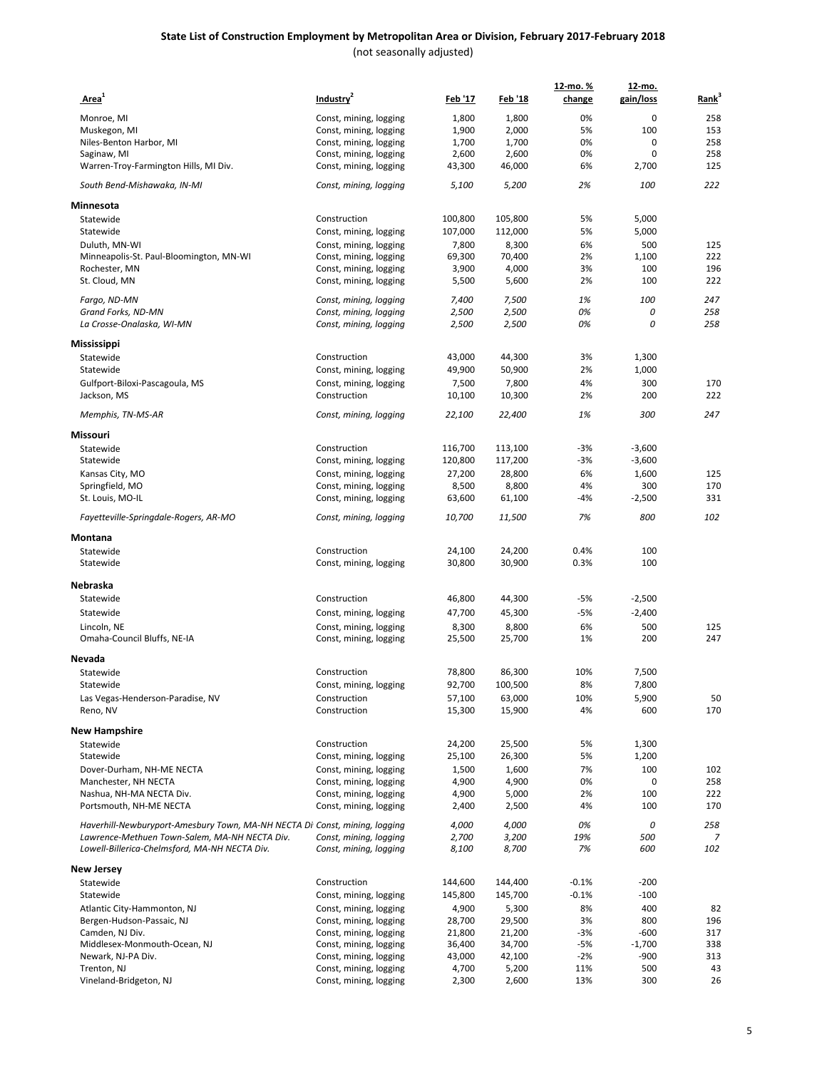## State List of Construction Employment by Metropolitan Area or Division, February 2017-February 2018

(not seasonally adjusted)

| Area[1] | Industry[2] | Feb '17 | Feb '18 | 12-mo. % change | 12-mo. gain/loss | Rank[3] |
|---|---|---|---|---|---|---|
| Monroe, MI | Const, mining, logging | 1,800 | 1,800 | 0% | 0 | 258 |
| Muskegon, MI | Const, mining, logging | 1,900 | 2,000 | 5% | 100 | 153 |
| Niles-Benton Harbor, MI | Const, mining, logging | 1,700 | 1,700 | 0% | 0 | 258 |
| Saginaw, MI | Const, mining, logging | 2,600 | 2,600 | 0% | 0 | 258 |
| Warren-Troy-Farmington Hills, MI Div. | Const, mining, logging | 43,300 | 46,000 | 6% | 2,700 | 125 |
| *South Bend-Mishawaka, IN-MI* | *Const, mining, logging* | *5,100* | *5,200* | *2%* | *100* | *222* |
| **Minnesota** | | | | | | |
| Statewide | Construction | 100,800 | 105,800 | 5% | 5,000 | |
| Statewide | Const, mining, logging | 107,000 | 112,000 | 5% | 5,000 | |
| Duluth, MN-WI | Const, mining, logging | 7,800 | 8,300 | 6% | 500 | 125 |
| Minneapolis-St. Paul-Bloomington, MN-WI | Const, mining, logging | 69,300 | 70,400 | 2% | 1,100 | 222 |
| Rochester, MN | Const, mining, logging | 3,900 | 4,000 | 3% | 100 | 196 |
| St. Cloud, MN | Const, mining, logging | 5,500 | 5,600 | 2% | 100 | 222 |
| *Fargo, ND-MN* | *Const, mining, logging* | *7,400* | *7,500* | *1%* | *100* | *247* |
| *Grand Forks, ND-MN* | *Const, mining, logging* | *2,500* | *2,500* | *0%* | *0* | *258* |
| *La Crosse-Onalaska, WI-MN* | *Const, mining, logging* | *2,500* | *2,500* | *0%* | *0* | *258* |
| **Mississippi** | | | | | | |
| Statewide | Construction | 43,000 | 44,300 | 3% | 1,300 | |
| Statewide | Const, mining, logging | 49,900 | 50,900 | 2% | 1,000 | |
| Gulfport-Biloxi-Pascagoula, MS | Const, mining, logging | 7,500 | 7,800 | 4% | 300 | 170 |
| Jackson, MS | Construction | 10,100 | 10,300 | 2% | 200 | 222 |
| *Memphis, TN-MS-AR* | *Const, mining, logging* | *22,100* | *22,400* | *1%* | *300* | *247* |
| **Missouri** | | | | | | |
| Statewide | Construction | 116,700 | 113,100 | -3% | -3,600 | |
| Statewide | Const, mining, logging | 120,800 | 117,200 | -3% | -3,600 | |
| Kansas City, MO | Const, mining, logging | 27,200 | 28,800 | 6% | 1,600 | 125 |
| Springfield, MO | Const, mining, logging | 8,500 | 8,800 | 4% | 300 | 170 |
| St. Louis, MO-IL | Const, mining, logging | 63,600 | 61,100 | -4% | -2,500 | 331 |
| *Fayetteville-Springdale-Rogers, AR-MO* | *Const, mining, logging* | *10,700* | *11,500* | *7%* | *800* | *102* |
| **Montana** | | | | | | |
| Statewide | Construction | 24,100 | 24,200 | 0.4% | 100 | |
| Statewide | Const, mining, logging | 30,800 | 30,900 | 0.3% | 100 | |
| **Nebraska** | | | | | | |
| Statewide | Construction | 46,800 | 44,300 | -5% | -2,500 | |
| Statewide | Const, mining, logging | 47,700 | 45,300 | -5% | -2,400 | |
| Lincoln, NE | Const, mining, logging | 8,300 | 8,800 | 6% | 500 | 125 |
| Omaha-Council Bluffs, NE-IA | Const, mining, logging | 25,500 | 25,700 | 1% | 200 | 247 |
| **Nevada** | | | | | | |
| Statewide | Construction | 78,800 | 86,300 | 10% | 7,500 | |
| Statewide | Const, mining, logging | 92,700 | 100,500 | 8% | 7,800 | |
| Las Vegas-Henderson-Paradise, NV | Construction | 57,100 | 63,000 | 10% | 5,900 | 50 |
| Reno, NV | Construction | 15,300 | 15,900 | 4% | 600 | 170 |
| **New Hampshire** | | | | | | |
| Statewide | Construction | 24,200 | 25,500 | 5% | 1,300 | |
| Statewide | Const, mining, logging | 25,100 | 26,300 | 5% | 1,200 | |
| Dover-Durham, NH-ME NECTA | Const, mining, logging | 1,500 | 1,600 | 7% | 100 | 102 |
| Manchester, NH NECTA | Const, mining, logging | 4,900 | 4,900 | 0% | 0 | 258 |
| Nashua, NH-MA NECTA Div. | Const, mining, logging | 4,900 | 5,000 | 2% | 100 | 222 |
| Portsmouth, NH-ME NECTA | Const, mining, logging | 2,400 | 2,500 | 4% | 100 | 170 |
| *Haverhill-Newburyport-Amesbury Town, MA-NH NECTA Di* | *Const, mining, logging* | *4,000* | *4,000* | *0%* | *0* | *258* |
| *Lawrence-Methuen Town-Salem, MA-NH NECTA Div.* | *Const, mining, logging* | *2,700* | *3,200* | *19%* | *500* | *7* |
| *Lowell-Billerica-Chelmsford, MA-NH NECTA Div.* | *Const, mining, logging* | *8,100* | *8,700* | *7%* | *600* | *102* |
| **New Jersey** | | | | | | |
| Statewide | Construction | 144,600 | 144,400 | -0.1% | -200 | |
| Statewide | Const, mining, logging | 145,800 | 145,700 | -0.1% | -100 | |
| Atlantic City-Hammonton, NJ | Const, mining, logging | 4,900 | 5,300 | 8% | 400 | 82 |
| Bergen-Hudson-Passaic, NJ | Const, mining, logging | 28,700 | 29,500 | 3% | 800 | 196 |
| Camden, NJ Div. | Const, mining, logging | 21,800 | 21,200 | -3% | -600 | 317 |
| Middlesex-Monmouth-Ocean, NJ | Const, mining, logging | 36,400 | 34,700 | -5% | -1,700 | 338 |
| Newark, NJ-PA Div. | Const, mining, logging | 43,000 | 42,100 | -2% | -900 | 313 |
| Trenton, NJ | Const, mining, logging | 4,700 | 5,200 | 11% | 500 | 43 |
| Vineland-Bridgeton, NJ | Const, mining, logging | 2,300 | 2,600 | 13% | 300 | 26 |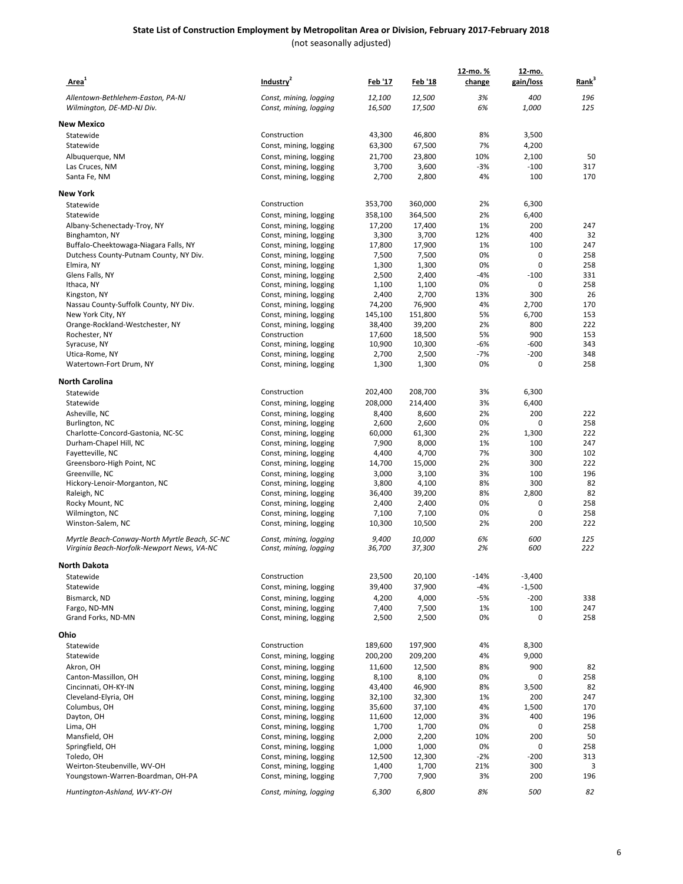# State List of Construction Employment by Metropolitan Area or Division, February 2017-February 2018

(not seasonally adjusted)

| Area[1] | Industry[2] | Feb '17 | Feb '18 | 12-mo. % change | 12-mo. gain/loss | Rank[3] |
|---|---|---|---|---|---|---|
| *Allentown-Bethlehem-Easton, PA-NJ* | *Const, mining, logging* | *12,100* | *12,500* | *3%* | *400* | *196* |
| *Wilmington, DE-MD-NJ Div.* | *Const, mining, logging* | *16,500* | *17,500* | *6%* | *1,000* | *125* |
| **New Mexico** | | | | | | |
| Statewide | Construction | 43,300 | 46,800 | 8% | 3,500 | |
| Statewide | Const, mining, logging | 63,300 | 67,500 | 7% | 4,200 | |
| Albuquerque, NM | Const, mining, logging | 21,700 | 23,800 | 10% | 2,100 | 50 |
| Las Cruces, NM | Const, mining, logging | 3,700 | 3,600 | -3% | -100 | 317 |
| Santa Fe, NM | Const, mining, logging | 2,700 | 2,800 | 4% | 100 | 170 |
| **New York** | | | | | | |
| Statewide | Construction | 353,700 | 360,000 | 2% | 6,300 | |
| Statewide | Const, mining, logging | 358,100 | 364,500 | 2% | 6,400 | |
| Albany-Schenectady-Troy, NY | Const, mining, logging | 17,200 | 17,400 | 1% | 200 | 247 |
| Binghamton, NY | Const, mining, logging | 3,300 | 3,700 | 12% | 400 | 32 |
| Buffalo-Cheektowaga-Niagara Falls, NY | Const, mining, logging | 17,800 | 17,900 | 1% | 100 | 247 |
| Dutchess County-Putnam County, NY Div. | Const, mining, logging | 7,500 | 7,500 | 0% | 0 | 258 |
| Elmira, NY | Const, mining, logging | 1,300 | 1,300 | 0% | 0 | 258 |
| Glens Falls, NY | Const, mining, logging | 2,500 | 2,400 | -4% | -100 | 331 |
| Ithaca, NY | Const, mining, logging | 1,100 | 1,100 | 0% | 0 | 258 |
| Kingston, NY | Const, mining, logging | 2,400 | 2,700 | 13% | 300 | 26 |
| Nassau County-Suffolk County, NY Div. | Const, mining, logging | 74,200 | 76,900 | 4% | 2,700 | 170 |
| New York City, NY | Const, mining, logging | 145,100 | 151,800 | 5% | 6,700 | 153 |
| Orange-Rockland-Westchester, NY | Const, mining, logging | 38,400 | 39,200 | 2% | 800 | 222 |
| Rochester, NY | Construction | 17,600 | 18,500 | 5% | 900 | 153 |
| Syracuse, NY | Const, mining, logging | 10,900 | 10,300 | -6% | -600 | 343 |
| Utica-Rome, NY | Const, mining, logging | 2,700 | 2,500 | -7% | -200 | 348 |
| Watertown-Fort Drum, NY | Const, mining, logging | 1,300 | 1,300 | 0% | 0 | 258 |
| **North Carolina** | | | | | | |
| Statewide | Construction | 202,400 | 208,700 | 3% | 6,300 | |
| Statewide | Const, mining, logging | 208,000 | 214,400 | 3% | 6,400 | |
| Asheville, NC | Const, mining, logging | 8,400 | 8,600 | 2% | 200 | 222 |
| Burlington, NC | Const, mining, logging | 2,600 | 2,600 | 0% | 0 | 258 |
| Charlotte-Concord-Gastonia, NC-SC | Const, mining, logging | 60,000 | 61,300 | 2% | 1,300 | 222 |
| Durham-Chapel Hill, NC | Const, mining, logging | 7,900 | 8,000 | 1% | 100 | 247 |
| Fayetteville, NC | Const, mining, logging | 4,400 | 4,700 | 7% | 300 | 102 |
| Greensboro-High Point, NC | Const, mining, logging | 14,700 | 15,000 | 2% | 300 | 222 |
| Greenville, NC | Const, mining, logging | 3,000 | 3,100 | 3% | 100 | 196 |
| Hickory-Lenoir-Morganton, NC | Const, mining, logging | 3,800 | 4,100 | 8% | 300 | 82 |
| Raleigh, NC | Const, mining, logging | 36,400 | 39,200 | 8% | 2,800 | 82 |
| Rocky Mount, NC | Const, mining, logging | 2,400 | 2,400 | 0% | 0 | 258 |
| Wilmington, NC | Const, mining, logging | 7,100 | 7,100 | 0% | 0 | 258 |
| Winston-Salem, NC | Const, mining, logging | 10,300 | 10,500 | 2% | 200 | 222 |
| *Myrtle Beach-Conway-North Myrtle Beach, SC-NC* | *Const, mining, logging* | *9,400* | *10,000* | *6%* | *600* | *125* |
| *Virginia Beach-Norfolk-Newport News, VA-NC* | *Const, mining, logging* | *36,700* | *37,300* | *2%* | *600* | *222* |
| **North Dakota** | | | | | | |
| Statewide | Construction | 23,500 | 20,100 | -14% | -3,400 | |
| Statewide | Const, mining, logging | 39,400 | 37,900 | -4% | -1,500 | |
| Bismarck, ND | Const, mining, logging | 4,200 | 4,000 | -5% | -200 | 338 |
| Fargo, ND-MN | Const, mining, logging | 7,400 | 7,500 | 1% | 100 | 247 |
| Grand Forks, ND-MN | Const, mining, logging | 2,500 | 2,500 | 0% | 0 | 258 |
| **Ohio** | | | | | | |
| Statewide | Construction | 189,600 | 197,900 | 4% | 8,300 | |
| Statewide | Const, mining, logging | 200,200 | 209,200 | 4% | 9,000 | |
| Akron, OH | Const, mining, logging | 11,600 | 12,500 | 8% | 900 | 82 |
| Canton-Massillon, OH | Const, mining, logging | 8,100 | 8,100 | 0% | 0 | 258 |
| Cincinnati, OH-KY-IN | Const, mining, logging | 43,400 | 46,900 | 8% | 3,500 | 82 |
| Cleveland-Elyria, OH | Const, mining, logging | 32,100 | 32,300 | 1% | 200 | 247 |
| Columbus, OH | Const, mining, logging | 35,600 | 37,100 | 4% | 1,500 | 170 |
| Dayton, OH | Const, mining, logging | 11,600 | 12,000 | 3% | 400 | 196 |
| Lima, OH | Const, mining, logging | 1,700 | 1,700 | 0% | 0 | 258 |
| Mansfield, OH | Const, mining, logging | 2,000 | 2,200 | 10% | 200 | 50 |
| Springfield, OH | Const, mining, logging | 1,000 | 1,000 | 0% | 0 | 258 |
| Toledo, OH | Const, mining, logging | 12,500 | 12,300 | -2% | -200 | 313 |
| Weirton-Steubenville, WV-OH | Const, mining, logging | 1,400 | 1,700 | 21% | 300 | 3 |
| Youngstown-Warren-Boardman, OH-PA | Const, mining, logging | 7,700 | 7,900 | 3% | 200 | 196 |
| *Huntington-Ashland, WV-KY-OH* | *Const, mining, logging* | *6,300* | *6,800* | *8%* | *500* | *82* |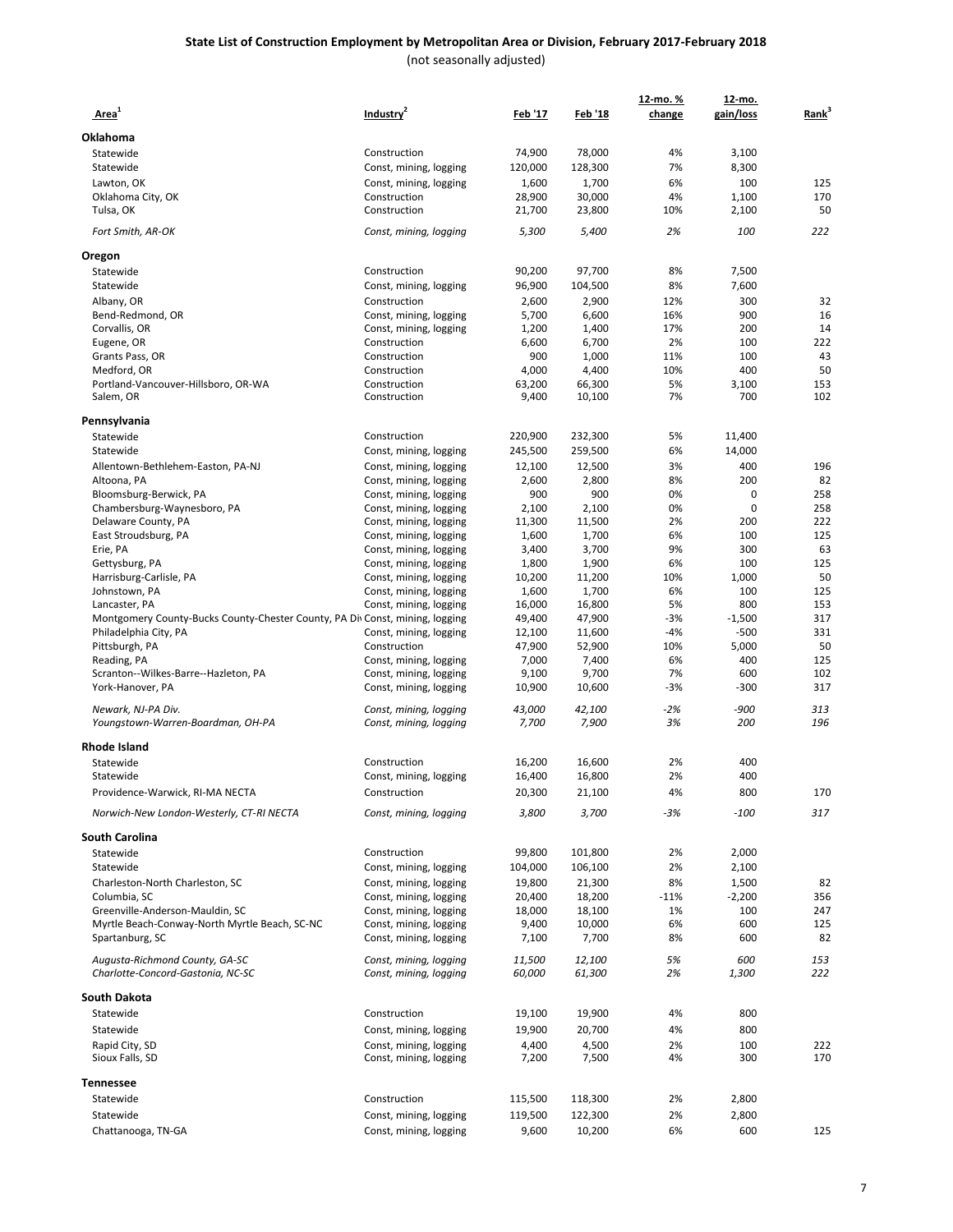## State List of Construction Employment by Metropolitan Area or Division, February 2017-February 2018

(not seasonally adjusted)

| Area[1] | Industry[2] | Feb '17 | Feb '18 | 12-mo. % change | 12-mo. gain/loss | Rank[3] |
|---|---|---|---|---|---|---|
| **Oklahoma** | | | | | | |
| Statewide | Construction | 74,900 | 78,000 | 4% | 3,100 | |
| Statewide | Const, mining, logging | 120,000 | 128,300 | 7% | 8,300 | |
| Lawton, OK | Const, mining, logging | 1,600 | 1,700 | 6% | 100 | 125 |
| Oklahoma City, OK | Construction | 28,900 | 30,000 | 4% | 1,100 | 170 |
| Tulsa, OK | Construction | 21,700 | 23,800 | 10% | 2,100 | 50 |
| *Fort Smith, AR-OK* | *Const, mining, logging* | *5,300* | *5,400* | *2%* | *100* | *222* |
| **Oregon** | | | | | | |
| Statewide | Construction | 90,200 | 97,700 | 8% | 7,500 | |
| Statewide | Const, mining, logging | 96,900 | 104,500 | 8% | 7,600 | |
| Albany, OR | Construction | 2,600 | 2,900 | 12% | 300 | 32 |
| Bend-Redmond, OR | Const, mining, logging | 5,700 | 6,600 | 16% | 900 | 16 |
| Corvallis, OR | Const, mining, logging | 1,200 | 1,400 | 17% | 200 | 14 |
| Eugene, OR | Construction | 6,600 | 6,700 | 2% | 100 | 222 |
| Grants Pass, OR | Construction | 900 | 1,000 | 11% | 100 | 43 |
| Medford, OR | Construction | 4,000 | 4,400 | 10% | 400 | 50 |
| Portland-Vancouver-Hillsboro, OR-WA | Construction | 63,200 | 66,300 | 5% | 3,100 | 153 |
| Salem, OR | Construction | 9,400 | 10,100 | 7% | 700 | 102 |
| **Pennsylvania** | | | | | | |
| Statewide | Construction | 220,900 | 232,300 | 5% | 11,400 | |
| Statewide | Const, mining, logging | 245,500 | 259,500 | 6% | 14,000 | |
| Allentown-Bethlehem-Easton, PA-NJ | Const, mining, logging | 12,100 | 12,500 | 3% | 400 | 196 |
| Altoona, PA | Const, mining, logging | 2,600 | 2,800 | 8% | 200 | 82 |
| Bloomsburg-Berwick, PA | Const, mining, logging | 900 | 900 | 0% | 0 | 258 |
| Chambersburg-Waynesboro, PA | Const, mining, logging | 2,100 | 2,100 | 0% | 0 | 258 |
| Delaware County, PA | Const, mining, logging | 11,300 | 11,500 | 2% | 200 | 222 |
| East Stroudsburg, PA | Const, mining, logging | 1,600 | 1,700 | 6% | 100 | 125 |
| Erie, PA | Const, mining, logging | 3,400 | 3,700 | 9% | 300 | 63 |
| Gettysburg, PA | Const, mining, logging | 1,800 | 1,900 | 6% | 100 | 125 |
| Harrisburg-Carlisle, PA | Const, mining, logging | 10,200 | 11,200 | 10% | 1,000 | 50 |
| Johnstown, PA | Const, mining, logging | 1,600 | 1,700 | 6% | 100 | 125 |
| Lancaster, PA | Const, mining, logging | 16,000 | 16,800 | 5% | 800 | 153 |
| Montgomery County-Bucks County-Chester County, PA Div | Const, mining, logging | 49,400 | 47,900 | -3% | -1,500 | 317 |
| Philadelphia City, PA | Const, mining, logging | 12,100 | 11,600 | -4% | -500 | 331 |
| Pittsburgh, PA | Construction | 47,900 | 52,900 | 10% | 5,000 | 50 |
| Reading, PA | Const, mining, logging | 7,000 | 7,400 | 6% | 400 | 125 |
| Scranton--Wilkes-Barre--Hazleton, PA | Const, mining, logging | 9,100 | 9,700 | 7% | 600 | 102 |
| York-Hanover, PA | Const, mining, logging | 10,900 | 10,600 | -3% | -300 | 317 |
| *Newark, NJ-PA Div.* | *Const, mining, logging* | *43,000* | *42,100* | *-2%* | *-900* | *313* |
| *Youngstown-Warren-Boardman, OH-PA* | *Const, mining, logging* | *7,700* | *7,900* | *3%* | *200* | *196* |
| **Rhode Island** | | | | | | |
| Statewide | Construction | 16,200 | 16,600 | 2% | 400 | |
| Statewide | Const, mining, logging | 16,400 | 16,800 | 2% | 400 | |
| Providence-Warwick, RI-MA NECTA | Construction | 20,300 | 21,100 | 4% | 800 | 170 |
| *Norwich-New London-Westerly, CT-RI NECTA* | *Const, mining, logging* | *3,800* | *3,700* | *-3%* | *-100* | *317* |
| **South Carolina** | | | | | | |
| Statewide | Construction | 99,800 | 101,800 | 2% | 2,000 | |
| Statewide | Const, mining, logging | 104,000 | 106,100 | 2% | 2,100 | |
| Charleston-North Charleston, SC | Const, mining, logging | 19,800 | 21,300 | 8% | 1,500 | 82 |
| Columbia, SC | Const, mining, logging | 20,400 | 18,200 | -11% | -2,200 | 356 |
| Greenville-Anderson-Mauldin, SC | Const, mining, logging | 18,000 | 18,100 | 1% | 100 | 247 |
| Myrtle Beach-Conway-North Myrtle Beach, SC-NC | Const, mining, logging | 9,400 | 10,000 | 6% | 600 | 125 |
| Spartanburg, SC | Const, mining, logging | 7,100 | 7,700 | 8% | 600 | 82 |
| *Augusta-Richmond County, GA-SC* | *Const, mining, logging* | *11,500* | *12,100* | *5%* | *600* | *153* |
| *Charlotte-Concord-Gastonia, NC-SC* | *Const, mining, logging* | *60,000* | *61,300* | *2%* | *1,300* | *222* |
| **South Dakota** | | | | | | |
| Statewide | Construction | 19,100 | 19,900 | 4% | 800 | |
| Statewide | Const, mining, logging | 19,900 | 20,700 | 4% | 800 | |
| Rapid City, SD | Const, mining, logging | 4,400 | 4,500 | 2% | 100 | 222 |
| Sioux Falls, SD | Const, mining, logging | 7,200 | 7,500 | 4% | 300 | 170 |
| **Tennessee** | | | | | | |
| Statewide | Construction | 115,500 | 118,300 | 2% | 2,800 | |
| Statewide | Const, mining, logging | 119,500 | 122,300 | 2% | 2,800 | |
| Chattanooga, TN-GA | Const, mining, logging | 9,600 | 10,200 | 6% | 600 | 125 |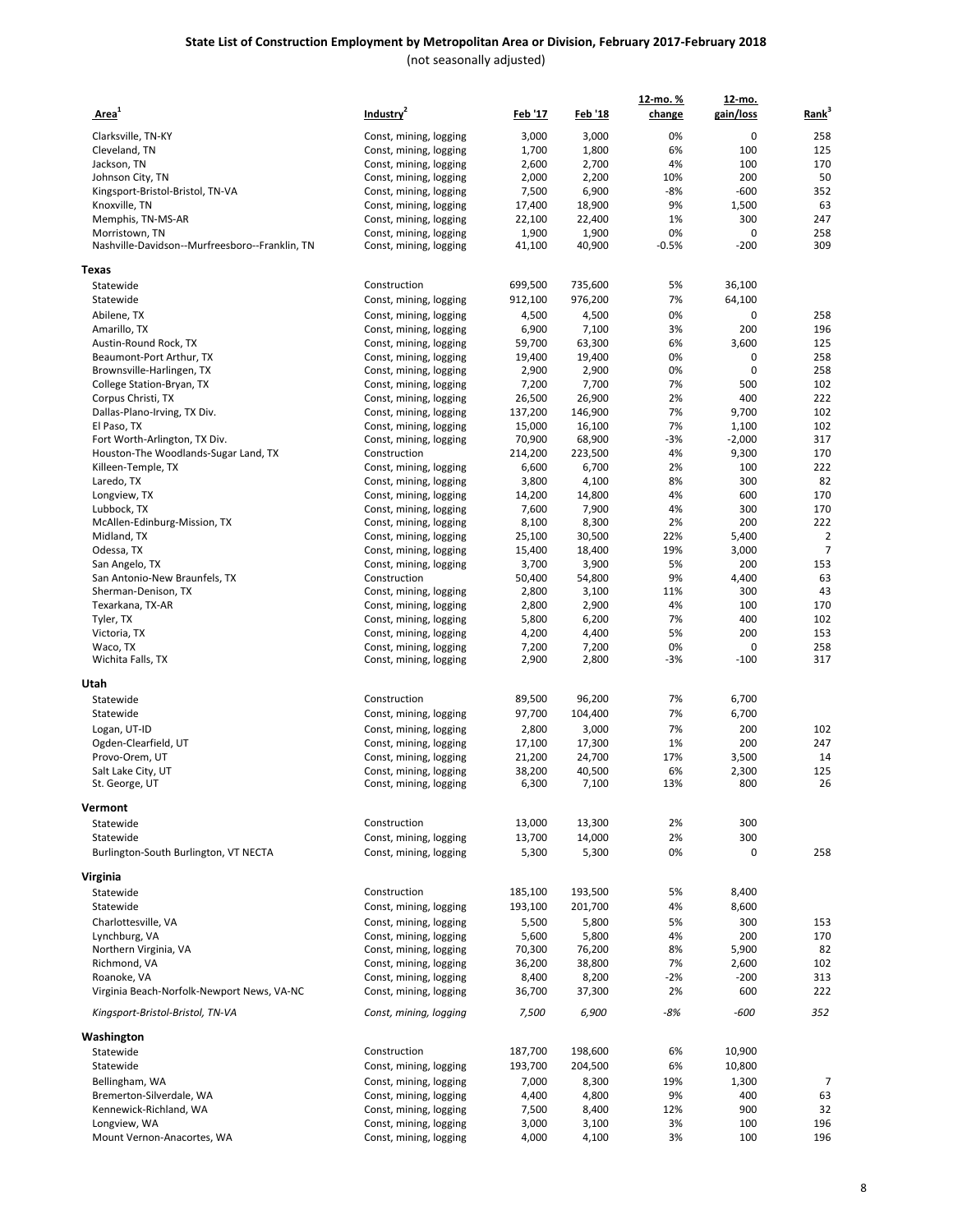# State List of Construction Employment by Metropolitan Area or Division, February 2017-February 2018

(not seasonally adjusted)

| Area[1] | Industry[2] | Feb '17 | Feb '18 | 12-mo. % change | 12-mo. gain/loss | Rank[3] |
|---|---|---|---|---|---|---|
| Clarksville, TN-KY | Const, mining, logging | 3,000 | 3,000 | 0% | 0 | 258 |
| Cleveland, TN | Const, mining, logging | 1,700 | 1,800 | 6% | 100 | 125 |
| Jackson, TN | Const, mining, logging | 2,600 | 2,700 | 4% | 100 | 170 |
| Johnson City, TN | Const, mining, logging | 2,000 | 2,200 | 10% | 200 | 50 |
| Kingsport-Bristol-Bristol, TN-VA | Const, mining, logging | 7,500 | 6,900 | -8% | -600 | 352 |
| Knoxville, TN | Const, mining, logging | 17,400 | 18,900 | 9% | 1,500 | 63 |
| Memphis, TN-MS-AR | Const, mining, logging | 22,100 | 22,400 | 1% | 300 | 247 |
| Morristown, TN | Const, mining, logging | 1,900 | 1,900 | 0% | 0 | 258 |
| Nashville-Davidson--Murfreesboro--Franklin, TN | Const, mining, logging | 41,100 | 40,900 | -0.5% | -200 | 309 |
| **Texas** | | | | | | |
| Statewide | Construction | 699,500 | 735,600 | 5% | 36,100 | |
| Statewide | Const, mining, logging | 912,100 | 976,200 | 7% | 64,100 | |
| Abilene, TX | Const, mining, logging | 4,500 | 4,500 | 0% | 0 | 258 |
| Amarillo, TX | Const, mining, logging | 6,900 | 7,100 | 3% | 200 | 196 |
| Austin-Round Rock, TX | Const, mining, logging | 59,700 | 63,300 | 6% | 3,600 | 125 |
| Beaumont-Port Arthur, TX | Const, mining, logging | 19,400 | 19,400 | 0% | 0 | 258 |
| Brownsville-Harlingen, TX | Const, mining, logging | 2,900 | 2,900 | 0% | 0 | 258 |
| College Station-Bryan, TX | Const, mining, logging | 7,200 | 7,700 | 7% | 500 | 102 |
| Corpus Christi, TX | Const, mining, logging | 26,500 | 26,900 | 2% | 400 | 222 |
| Dallas-Plano-Irving, TX Div. | Const, mining, logging | 137,200 | 146,900 | 7% | 9,700 | 102 |
| El Paso, TX | Const, mining, logging | 15,000 | 16,100 | 7% | 1,100 | 102 |
| Fort Worth-Arlington, TX Div. | Const, mining, logging | 70,900 | 68,900 | -3% | -2,000 | 317 |
| Houston-The Woodlands-Sugar Land, TX | Construction | 214,200 | 223,500 | 4% | 9,300 | 170 |
| Killeen-Temple, TX | Const, mining, logging | 6,600 | 6,700 | 2% | 100 | 222 |
| Laredo, TX | Const, mining, logging | 3,800 | 4,100 | 8% | 300 | 82 |
| Longview, TX | Const, mining, logging | 14,200 | 14,800 | 4% | 600 | 170 |
| Lubbock, TX | Const, mining, logging | 7,600 | 7,900 | 4% | 300 | 170 |
| McAllen-Edinburg-Mission, TX | Const, mining, logging | 8,100 | 8,300 | 2% | 200 | 222 |
| Midland, TX | Const, mining, logging | 25,100 | 30,500 | 22% | 5,400 | 2 |
| Odessa, TX | Const, mining, logging | 15,400 | 18,400 | 19% | 3,000 | 7 |
| San Angelo, TX | Const, mining, logging | 3,700 | 3,900 | 5% | 200 | 153 |
| San Antonio-New Braunfels, TX | Construction | 50,400 | 54,800 | 9% | 4,400 | 63 |
| Sherman-Denison, TX | Const, mining, logging | 2,800 | 3,100 | 11% | 300 | 43 |
| Texarkana, TX-AR | Const, mining, logging | 2,800 | 2,900 | 4% | 100 | 170 |
| Tyler, TX | Const, mining, logging | 5,800 | 6,200 | 7% | 400 | 102 |
| Victoria, TX | Const, mining, logging | 4,200 | 4,400 | 5% | 200 | 153 |
| Waco, TX | Const, mining, logging | 7,200 | 7,200 | 0% | 0 | 258 |
| Wichita Falls, TX | Const, mining, logging | 2,900 | 2,800 | -3% | -100 | 317 |
| **Utah** | | | | | | |
| Statewide | Construction | 89,500 | 96,200 | 7% | 6,700 | |
| Statewide | Const, mining, logging | 97,700 | 104,400 | 7% | 6,700 | |
| Logan, UT-ID | Const, mining, logging | 2,800 | 3,000 | 7% | 200 | 102 |
| Ogden-Clearfield, UT | Const, mining, logging | 17,100 | 17,300 | 1% | 200 | 247 |
| Provo-Orem, UT | Const, mining, logging | 21,200 | 24,700 | 17% | 3,500 | 14 |
| Salt Lake City, UT | Const, mining, logging | 38,200 | 40,500 | 6% | 2,300 | 125 |
| St. George, UT | Const, mining, logging | 6,300 | 7,100 | 13% | 800 | 26 |
| **Vermont** | | | | | | |
| Statewide | Construction | 13,000 | 13,300 | 2% | 300 | |
| Statewide | Const, mining, logging | 13,700 | 14,000 | 2% | 300 | |
| Burlington-South Burlington, VT NECTA | Const, mining, logging | 5,300 | 5,300 | 0% | 0 | 258 |
| **Virginia** | | | | | | |
| Statewide | Construction | 185,100 | 193,500 | 5% | 8,400 | |
| Statewide | Const, mining, logging | 193,100 | 201,700 | 4% | 8,600 | |
| Charlottesville, VA | Const, mining, logging | 5,500 | 5,800 | 5% | 300 | 153 |
| Lynchburg, VA | Const, mining, logging | 5,600 | 5,800 | 4% | 200 | 170 |
| Northern Virginia, VA | Const, mining, logging | 70,300 | 76,200 | 8% | 5,900 | 82 |
| Richmond, VA | Const, mining, logging | 36,200 | 38,800 | 7% | 2,600 | 102 |
| Roanoke, VA | Const, mining, logging | 8,400 | 8,200 | -2% | -200 | 313 |
| Virginia Beach-Norfolk-Newport News, VA-NC | Const, mining, logging | 36,700 | 37,300 | 2% | 600 | 222 |
| *Kingsport-Bristol-Bristol, TN-VA* | *Const, mining, logging* | *7,500* | *6,900* | *-8%* | *-600* | *352* |
| **Washington** | | | | | | |
| Statewide | Construction | 187,700 | 198,600 | 6% | 10,900 | |
| Statewide | Const, mining, logging | 193,700 | 204,500 | 6% | 10,800 | |
| Bellingham, WA | Const, mining, logging | 7,000 | 8,300 | 19% | 1,300 | 7 |
| Bremerton-Silverdale, WA | Const, mining, logging | 4,400 | 4,800 | 9% | 400 | 63 |
| Kennewick-Richland, WA | Const, mining, logging | 7,500 | 8,400 | 12% | 900 | 32 |
| Longview, WA | Const, mining, logging | 3,000 | 3,100 | 3% | 100 | 196 |
| Mount Vernon-Anacortes, WA | Const, mining, logging | 4,000 | 4,100 | 3% | 100 | 196 |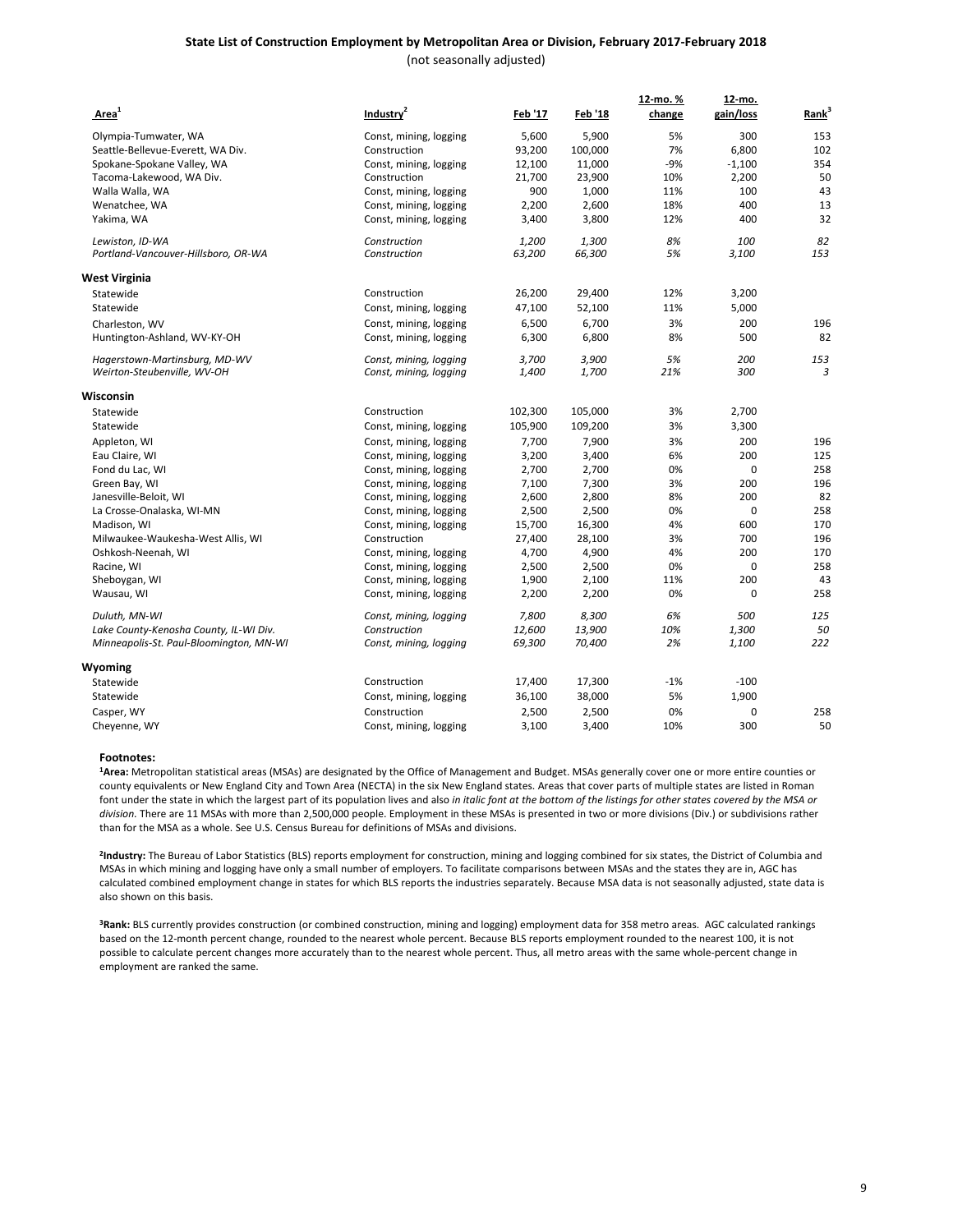## State List of Construction Employment by Metropolitan Area or Division, February 2017-February 2018

(not seasonally adjusted)

| Area[1] | Industry[2] | Feb '17 | Feb '18 | 12-mo. % change | 12-mo. gain/loss | Rank[3] |
|---|---|---|---|---|---|---|
| Olympia-Tumwater, WA | Const, mining, logging | 5,600 | 5,900 | 5% | 300 | 153 |
| Seattle-Bellevue-Everett, WA Div. | Construction | 93,200 | 100,000 | 7% | 6,800 | 102 |
| Spokane-Spokane Valley, WA | Const, mining, logging | 12,100 | 11,000 | -9% | -1,100 | 354 |
| Tacoma-Lakewood, WA Div. | Construction | 21,700 | 23,900 | 10% | 2,200 | 50 |
| Walla Walla, WA | Const, mining, logging | 900 | 1,000 | 11% | 100 | 43 |
| Wenatchee, WA | Const, mining, logging | 2,200 | 2,600 | 18% | 400 | 13 |
| Yakima, WA | Const, mining, logging | 3,400 | 3,800 | 12% | 400 | 32 |
| *Lewiston, ID-WA* | *Construction* | *1,200* | *1,300* | *8%* | *100* | *82* |
| *Portland-Vancouver-Hillsboro, OR-WA* | *Construction* | *63,200* | *66,300* | *5%* | *3,100* | *153* |
| **West Virginia** | | | | | | |
| Statewide | Construction | 26,200 | 29,400 | 12% | 3,200 | |
| Statewide | Const, mining, logging | 47,100 | 52,100 | 11% | 5,000 | |
| Charleston, WV | Const, mining, logging | 6,500 | 6,700 | 3% | 200 | 196 |
| Huntington-Ashland, WV-KY-OH | Const, mining, logging | 6,300 | 6,800 | 8% | 500 | 82 |
| *Hagerstown-Martinsburg, MD-WV* | *Const, mining, logging* | *3,700* | *3,900* | *5%* | *200* | *153* |
| *Weirton-Steubenville, WV-OH* | *Const, mining, logging* | *1,400* | *1,700* | *21%* | *300* | *3* |
| **Wisconsin** | | | | | | |
| Statewide | Construction | 102,300 | 105,000 | 3% | 2,700 | |
| Statewide | Const, mining, logging | 105,900 | 109,200 | 3% | 3,300 | |
| Appleton, WI | Const, mining, logging | 7,700 | 7,900 | 3% | 200 | 196 |
| Eau Claire, WI | Const, mining, logging | 3,200 | 3,400 | 6% | 200 | 125 |
| Fond du Lac, WI | Const, mining, logging | 2,700 | 2,700 | 0% | 0 | 258 |
| Green Bay, WI | Const, mining, logging | 7,100 | 7,300 | 3% | 200 | 196 |
| Janesville-Beloit, WI | Const, mining, logging | 2,600 | 2,800 | 8% | 200 | 82 |
| La Crosse-Onalaska, WI-MN | Const, mining, logging | 2,500 | 2,500 | 0% | 0 | 258 |
| Madison, WI | Const, mining, logging | 15,700 | 16,300 | 4% | 600 | 170 |
| Milwaukee-Waukesha-West Allis, WI | Construction | 27,400 | 28,100 | 3% | 700 | 196 |
| Oshkosh-Neenah, WI | Const, mining, logging | 4,700 | 4,900 | 4% | 200 | 170 |
| Racine, WI | Const, mining, logging | 2,500 | 2,500 | 0% | 0 | 258 |
| Sheboygan, WI | Const, mining, logging | 1,900 | 2,100 | 11% | 200 | 43 |
| Wausau, WI | Const, mining, logging | 2,200 | 2,200 | 0% | 0 | 258 |
| *Duluth, MN-WI* | *Const, mining, logging* | *7,800* | *8,300* | *6%* | *500* | *125* |
| *Lake County-Kenosha County, IL-WI Div.* | *Construction* | *12,600* | *13,900* | *10%* | *1,300* | *50* |
| *Minneapolis-St. Paul-Bloomington, MN-WI* | *Const, mining, logging* | *69,300* | *70,400* | *2%* | *1,100* | *222* |
| **Wyoming** | | | | | | |
| Statewide | Construction | 17,400 | 17,300 | -1% | -100 | |
| Statewide | Const, mining, logging | 36,100 | 38,000 | 5% | 1,900 | |
| Casper, WY | Construction | 2,500 | 2,500 | 0% | 0 | 258 |
| Cheyenne, WY | Const, mining, logging | 3,100 | 3,400 | 10% | 300 | 50 |

**Footnotes:**

[1]**Area:** Metropolitan statistical areas (MSAs) are designated by the Office of Management and Budget. MSAs generally cover one or more entire counties or county equivalents or New England City and Town Area (NECTA) in the six New England states. Areas that cover parts of multiple states are listed in Roman font under the state in which the largest part of its population lives and also *in italic font at the bottom of the listings for other states covered by the MSA or division*. There are 11 MSAs with more than 2,500,000 people. Employment in these MSAs is presented in two or more divisions (Div.) or subdivisions rather than for the MSA as a whole. See U.S. Census Bureau for definitions of MSAs and divisions.

[2]**Industry:** The Bureau of Labor Statistics (BLS) reports employment for construction, mining and logging combined for six states, the District of Columbia and MSAs in which mining and logging have only a small number of employers. To facilitate comparisons between MSAs and the states they are in, AGC has calculated combined employment change in states for which BLS reports the industries separately. Because MSA data is not seasonally adjusted, state data is also shown on this basis.

[3]**Rank:** BLS currently provides construction (or combined construction, mining and logging) employment data for 358 metro areas. AGC calculated rankings based on the 12-month percent change, rounded to the nearest whole percent. Because BLS reports employment rounded to the nearest 100, it is not possible to calculate percent changes more accurately than to the nearest whole percent. Thus, all metro areas with the same whole-percent change in employment are ranked the same.